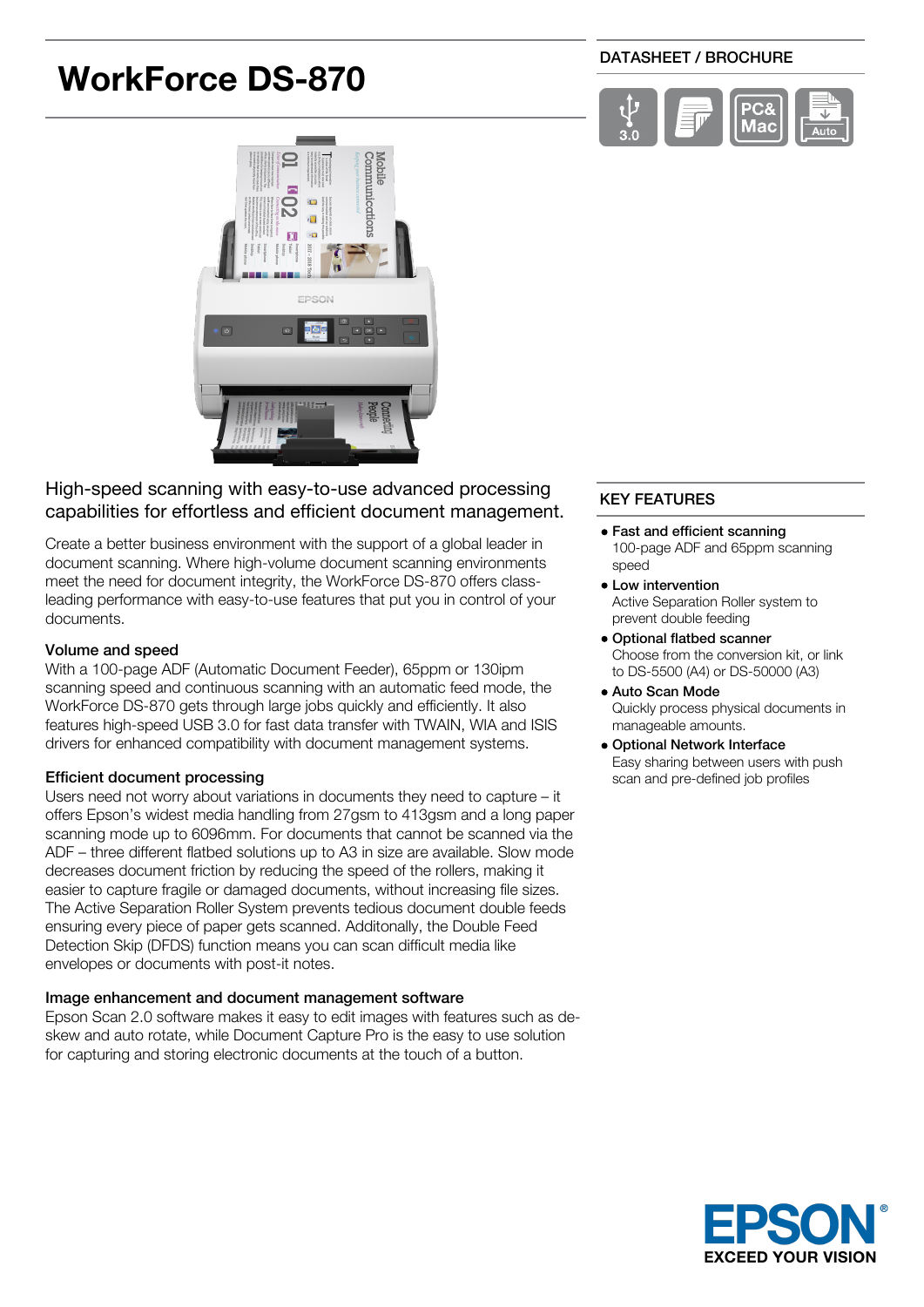# WorkForce DS-870

DATASHEET / BROCHURE

## High-speed scanning with easy-to-use advanced processing capabilities for effortless and efficient document management.

Create a better business environment with the support of a global leader in document scanning. Where high-volume document scanning environments meet the need for document integrity, the WorkForce DS-870 offers class-leading performance with easy-to-use features that put you in control of your documents.

### Volume and speed

With a 100-page ADF (Automatic Document Feeder), 65ppm or 130ipm scanning speed and continuous scanning with an automatic feed mode, the WorkForce DS-870 gets through large jobs quickly and efficiently. It also features high-speed USB 3.0 for fast data transfer with TWAIN, WIA and ISIS drivers for enhanced compatibility with document management systems.

### Efficient document processing

Users need not worry about variations in documents they need to capture – it offers Epson's widest media handling from 27gsm to 413gsm and a long paper scanning mode up to 6096mm. For documents that cannot be scanned via the ADF – three different flatbed solutions up to A3 in size are available. Slow mode decreases document friction by reducing the speed of the rollers, making it easier to capture fragile or damaged documents, without increasing file sizes. The Active Separation Roller System prevents tedious document double feeds ensuring every piece of paper gets scanned. Additonally, the Double Feed Detection Skip (DFDS) function means you can scan difficult media like envelopes or documents with post-it notes.

### Image enhancement and document management software

Epson Scan 2.0 software makes it easy to edit images with features such as de-skew and auto rotate, while Document Capture Pro is the easy to use solution for capturing and storing electronic documents at the touch of a button.

## KEY FEATURES

- **Fast and efficient scanning**
  100-page ADF and 65ppm scanning speed
- **Low intervention**
  Active Separation Roller system to prevent double feeding
- **Optional flatbed scanner**
  Choose from the conversion kit, or link to DS-5500 (A4) or DS-50000 (A3)
- **Auto Scan Mode**
  Quickly process physical documents in manageable amounts.
- **Optional Network Interface**
  Easy sharing between users with push scan and pre-defined job profiles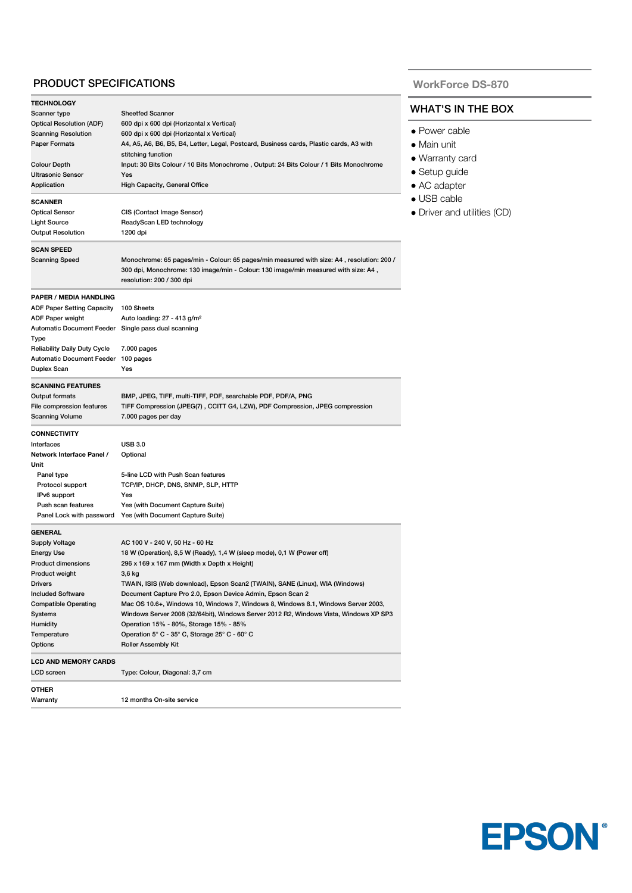## PRODUCT SPECIFICATIONS

### TECHNOLOGY

| | |
|---|---|
| Scanner type | Sheetfed Scanner |
| Optical Resolution (ADF) | 600 dpi x 600 dpi (Horizontal x Vertical) |
| Scanning Resolution | 600 dpi x 600 dpi (Horizontal x Vertical) |
| Paper Formats | A4, A5, A6, B6, B5, B4, Letter, Legal, Postcard, Business cards, Plastic cards, A3 with stitching function |
| Colour Depth | Input: 30 Bits Colour / 10 Bits Monochrome , Output: 24 Bits Colour / 1 Bits Monochrome |
| Ultrasonic Sensor | Yes |
| Application | High Capacity, General Office |

### SCANNER

| | |
|---|---|
| Optical Sensor | CIS (Contact Image Sensor) |
| Light Source | ReadyScan LED technology |
| Output Resolution | 1200 dpi |

### SCAN SPEED

| | |
|---|---|
| Scanning Speed | Monochrome: 65 pages/min - Colour: 65 pages/min measured with size: A4 , resolution: 200 / 300 dpi, Monochrome: 130 image/min - Colour: 130 image/min measured with size: A4 , resolution: 200 / 300 dpi |

### PAPER / MEDIA HANDLING

| | |
|---|---|
| ADF Paper Setting Capacity | 100 Sheets |
| ADF Paper weight | Auto loading: 27 - 413 g/m² |
| Automatic Document Feeder Type | Single pass dual scanning |
| Reliability Daily Duty Cycle | 7.000 pages |
| Automatic Document Feeder | 100 pages |
| Duplex Scan | Yes |

### SCANNING FEATURES

| | |
|---|---|
| Output formats | BMP, JPEG, TIFF, multi-TIFF, PDF, searchable PDF, PDF/A, PNG |
| File compression features | TIFF Compression (JPEG(7) , CCITT G4, LZW), PDF Compression, JPEG compression |
| Scanning Volume | 7.000 pages per day |

### CONNECTIVITY

| | |
|---|---|
| Interfaces | USB 3.0 |
| **Network Interface Panel / Unit** | Optional |
| Panel type | 5-line LCD with Push Scan features |
| Protocol support | TCP/IP, DHCP, DNS, SNMP, SLP, HTTP |
| IPv6 support | Yes |
| Push scan features | Yes (with Document Capture Suite) |
| Panel Lock with password | Yes (with Document Capture Suite) |

### GENERAL

| | |
|---|---|
| Supply Voltage | AC 100 V - 240 V, 50 Hz - 60 Hz |
| Energy Use | 18 W (Operation), 8,5 W (Ready), 1,4 W (sleep mode), 0,1 W (Power off) |
| Product dimensions | 296 x 169 x 167 mm (Width x Depth x Height) |
| Product weight | 3,6 kg |
| Drivers | TWAIN, ISIS (Web download), Epson Scan2 (TWAIN), SANE (Linux), WIA (Windows) |
| Included Software | Document Capture Pro 2.0, Epson Device Admin, Epson Scan 2 |
| Compatible Operating Systems | Mac OS 10.6+, Windows 10, Windows 7, Windows 8, Windows 8.1, Windows Server 2003, Windows Server 2008 (32/64bit), Windows Server 2012 R2, Windows Vista, Windows XP SP3 |
| Humidity | Operation 15% - 80%, Storage 15% - 85% |
| Temperature | Operation 5° C - 35° C, Storage 25° C - 60° C |
| Options | Roller Assembly Kit |

### LCD AND MEMORY CARDS

| | |
|---|---|
| LCD screen | Type: Colour, Diagonal: 3,7 cm |

### OTHER

| | |
|---|---|
| Warranty | 12 months On-site service |

WorkForce DS-870

## WHAT'S IN THE BOX

- Power cable
- Main unit
- Warranty card
- Setup guide
- AC adapter
- USB cable
- Driver and utilities (CD)

EPSON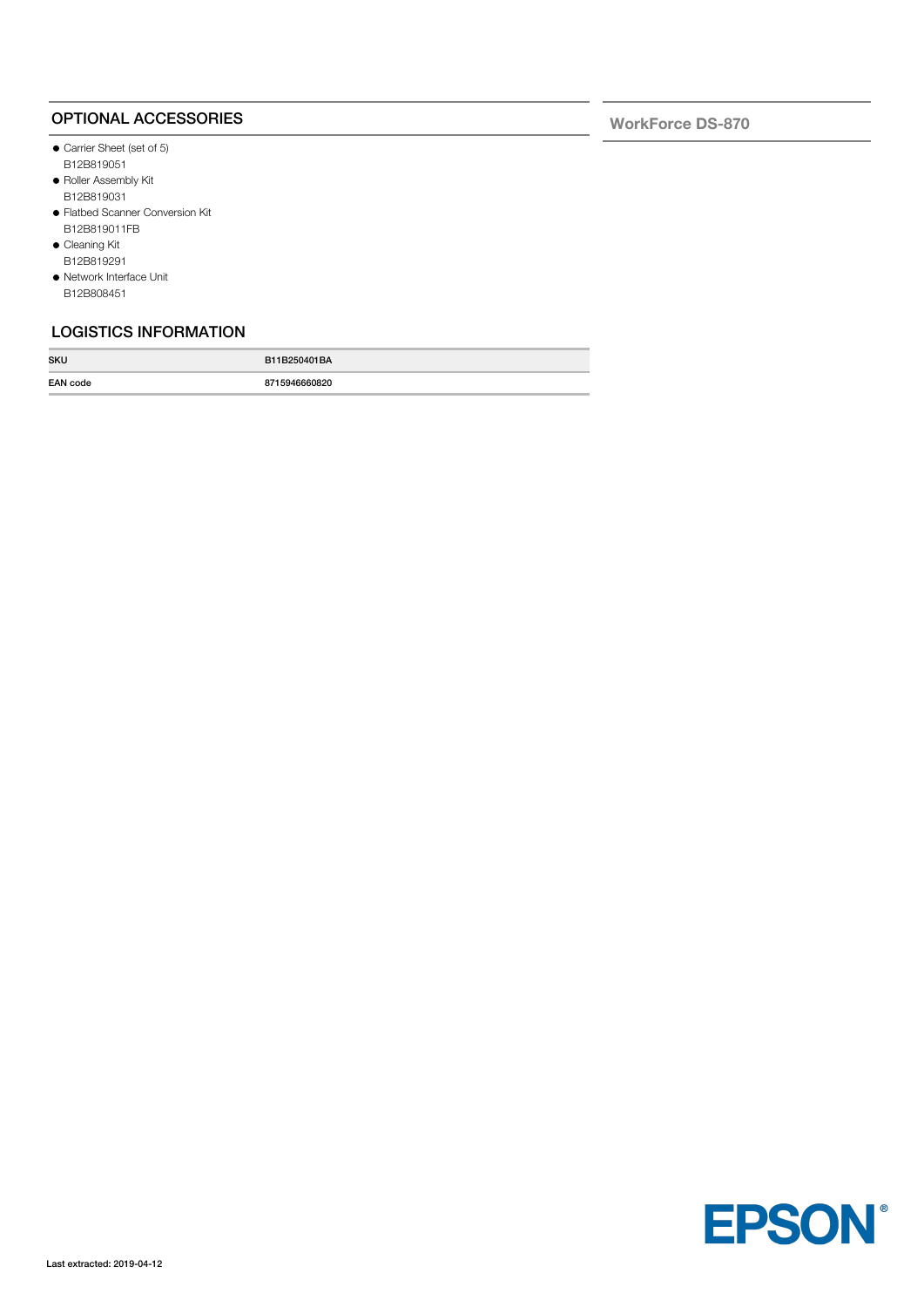## OPTIONAL ACCESSORIES

- Carrier Sheet (set of 5)
  B12B819051
- Roller Assembly Kit
  B12B819031
- Flatbed Scanner Conversion Kit
  B12B819011FB
- Cleaning Kit
  B12B819291
- Network Interface Unit
  B12B808451

## LOGISTICS INFORMATION

| | |
|---|---|
| SKU | B11B250401BA |
| EAN code | 8715946660820 |

Last extracted: 2019-04-12